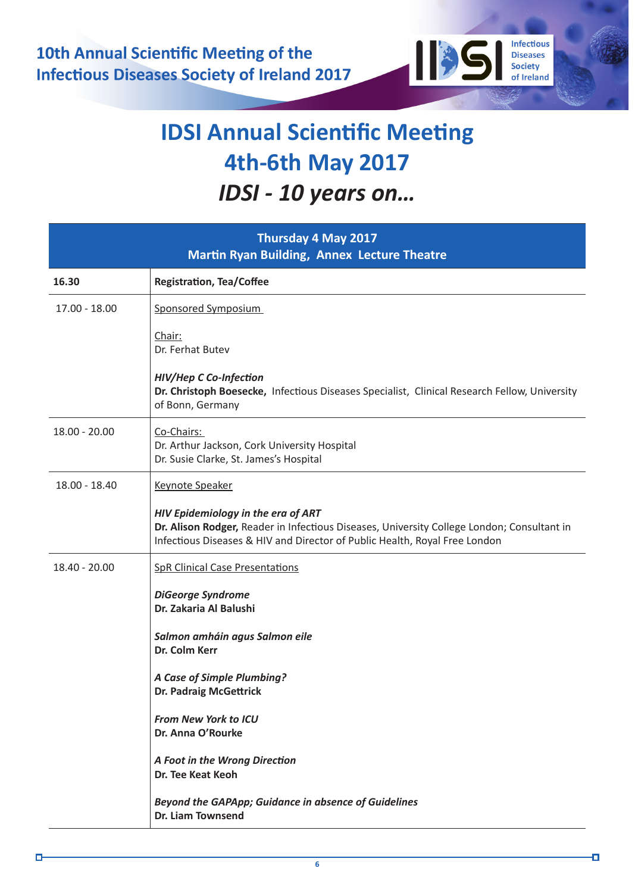# IDSI Annual Scientific Meeting

## 4th-6th May 2017

### *IDSI - 10 years on…*

| Thursday 4 May 2017<br>Martin Ryan Building, Annex Lecture Theatre | |
|---|---|
| **16.30** | **Registration, Tea/Coffee** |
| 17.00 - 18.00 | Sponsored Symposium<br><br>Chair:<br>Dr. Ferhat Butev<br><br>***HIV/Hep C Co-Infection***<br>**Dr. Christoph Boesecke,** Infectious Diseases Specialist, Clinical Research Fellow, University of Bonn, Germany |
| 18.00 - 20.00 | Co-Chairs:<br>Dr. Arthur Jackson, Cork University Hospital<br>Dr. Susie Clarke, St. James's Hospital |
| 18.00 - 18.40 | Keynote Speaker<br><br>***HIV Epidemiology in the era of ART***<br>**Dr. Alison Rodger,** Reader in Infectious Diseases, University College London; Consultant in Infectious Diseases & HIV and Director of Public Health, Royal Free London |
| 18.40 - 20.00 | SpR Clinical Case Presentations<br><br>***DiGeorge Syndrome***<br>**Dr. Zakaria Al Balushi**<br><br>***Salmon amháin agus Salmon eile***<br>**Dr. Colm Kerr**<br><br>***A Case of Simple Plumbing?***<br>**Dr. Padraig McGettrick**<br><br>***From New York to ICU***<br>**Dr. Anna O'Rourke**<br><br>***A Foot in the Wrong Direction***<br>**Dr. Tee Keat Keoh**<br><br>***Beyond the GAPApp; Guidance in absence of Guidelines***<br>**Dr. Liam Townsend** |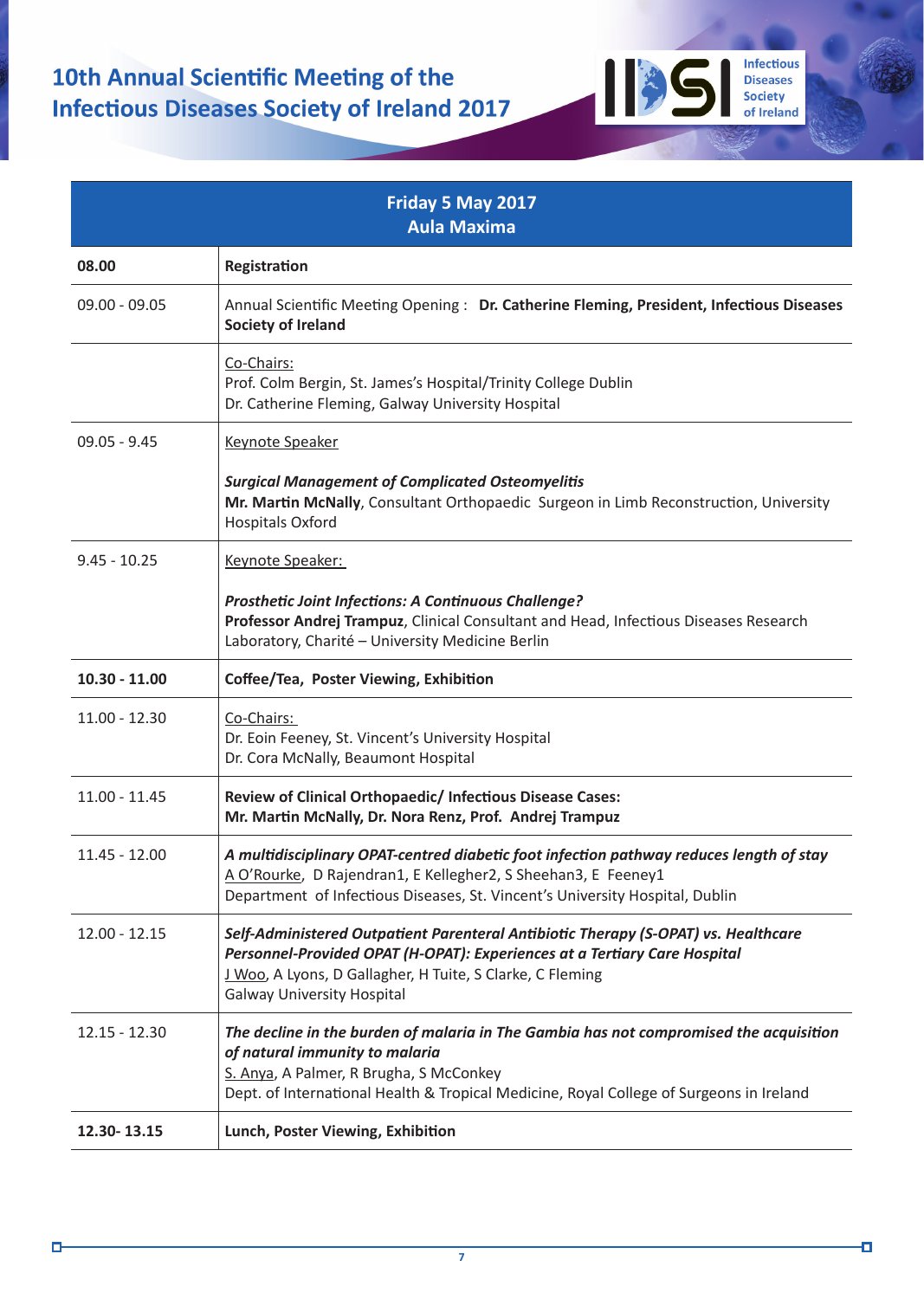| Friday 5 May 2017<br>Aula Maxima | |
|---|---|
| **08.00** | **Registration** |
| 09.00 - 09.05 | Annual Scientific Meeting Opening : **Dr. Catherine Fleming, President, Infectious Diseases Society of Ireland** |
| | Co-Chairs:<br>Prof. Colm Bergin, St. James's Hospital/Trinity College Dublin<br>Dr. Catherine Fleming, Galway University Hospital |
| 09.05 - 9.45 | Keynote Speaker<br><br>***Surgical Management of Complicated Osteomyelitis***<br>**Mr. Martin McNally**, Consultant Orthopaedic Surgeon in Limb Reconstruction, University Hospitals Oxford |
| 9.45 - 10.25 | Keynote Speaker:<br><br>***Prosthetic Joint Infections: A Continuous Challenge?***<br>**Professor Andrej Trampuz**, Clinical Consultant and Head, Infectious Diseases Research Laboratory, Charité – University Medicine Berlin |
| **10.30 - 11.00** | **Coffee/Tea, Poster Viewing, Exhibition** |
| 11.00 - 12.30 | Co-Chairs:<br>Dr. Eoin Feeney, St. Vincent's University Hospital<br>Dr. Cora McNally, Beaumont Hospital |
| 11.00 - 11.45 | **Review of Clinical Orthopaedic/ Infectious Disease Cases:**<br>**Mr. Martin McNally, Dr. Nora Renz, Prof. Andrej Trampuz** |
| 11.45 - 12.00 | ***A multidisciplinary OPAT-centred diabetic foot infection pathway reduces length of stay***<br>A O'Rourke, D Rajendran1, E Kellegher2, S Sheehan3, E Feeney1<br>Department of Infectious Diseases, St. Vincent's University Hospital, Dublin |
| 12.00 - 12.15 | ***Self-Administered Outpatient Parenteral Antibiotic Therapy (S-OPAT) vs. Healthcare Personnel-Provided OPAT (H-OPAT): Experiences at a Tertiary Care Hospital***<br>J Woo, A Lyons, D Gallagher, H Tuite, S Clarke, C Fleming<br>Galway University Hospital |
| 12.15 - 12.30 | ***The decline in the burden of malaria in The Gambia has not compromised the acquisition of natural immunity to malaria***<br>S. Anya, A Palmer, R Brugha, S McConkey<br>Dept. of International Health & Tropical Medicine, Royal College of Surgeons in Ireland |
| **12.30- 13.15** | **Lunch, Poster Viewing, Exhibition** |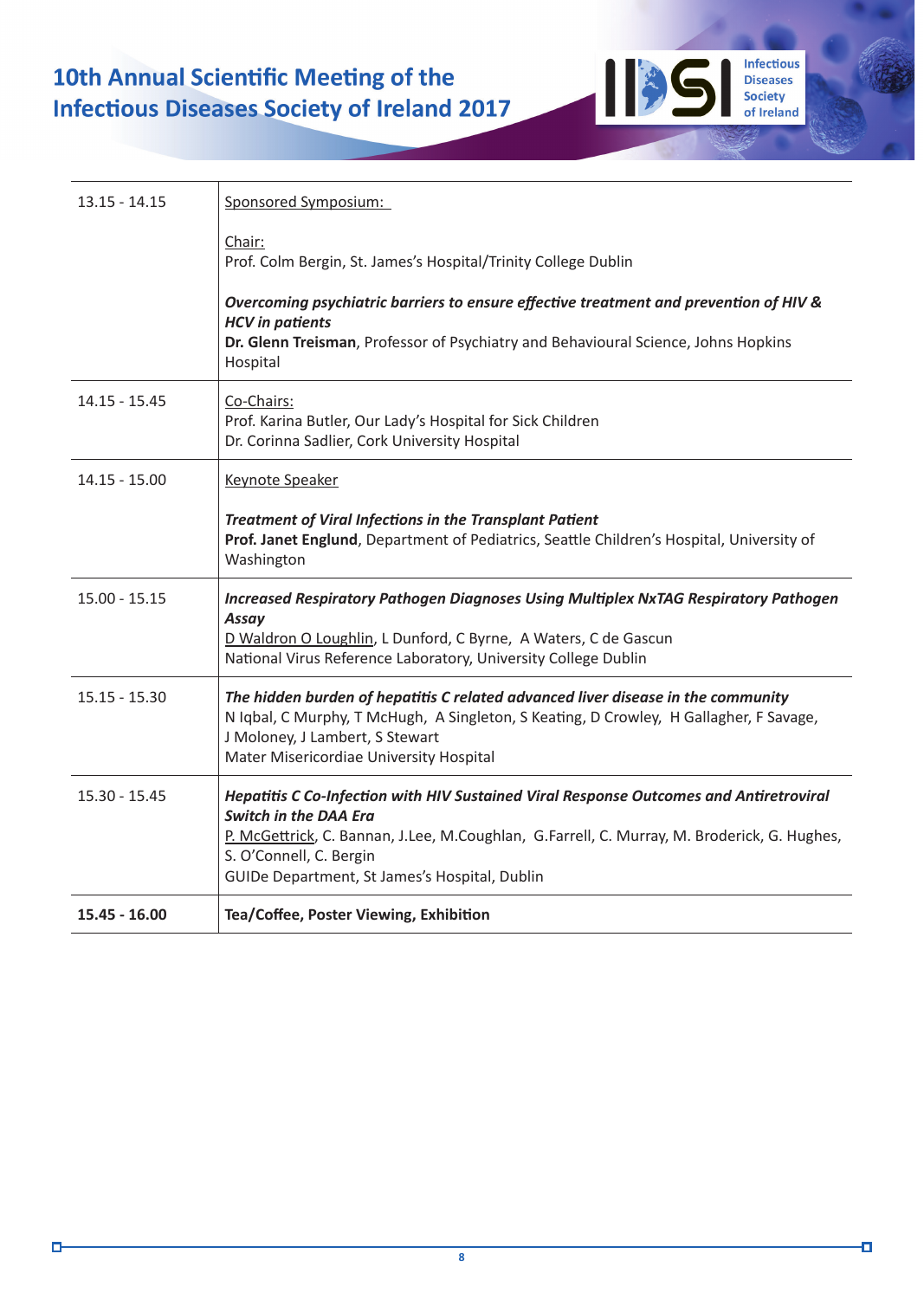| | |
|---|---|
| 13.15 - 14.15 | Sponsored Symposium:<br><br>Chair:<br>Prof. Colm Bergin, St. James's Hospital/Trinity College Dublin<br><br>***Overcoming psychiatric barriers to ensure effective treatment and prevention of HIV & HCV in patients***<br>**Dr. Glenn Treisman**, Professor of Psychiatry and Behavioural Science, Johns Hopkins Hospital |
| 14.15 - 15.45 | Co-Chairs:<br>Prof. Karina Butler, Our Lady's Hospital for Sick Children<br>Dr. Corinna Sadlier, Cork University Hospital |
| 14.15 - 15.00 | Keynote Speaker<br><br>***Treatment of Viral Infections in the Transplant Patient***<br>**Prof. Janet Englund**, Department of Pediatrics, Seattle Children's Hospital, University of Washington |
| 15.00 - 15.15 | ***Increased Respiratory Pathogen Diagnoses Using Multiplex NxTAG Respiratory Pathogen Assay***<br>D Waldron O Loughlin, L Dunford, C Byrne, A Waters, C de Gascun<br>National Virus Reference Laboratory, University College Dublin |
| 15.15 - 15.30 | ***The hidden burden of hepatitis C related advanced liver disease in the community***<br>N Iqbal, C Murphy, T McHugh, A Singleton, S Keating, D Crowley, H Gallagher, F Savage, J Moloney, J Lambert, S Stewart<br>Mater Misericordiae University Hospital |
| 15.30 - 15.45 | ***Hepatitis C Co-Infection with HIV Sustained Viral Response Outcomes and Antiretroviral Switch in the DAA Era***<br>P. McGettrick, C. Bannan, J.Lee, M.Coughlan, G.Farrell, C. Murray, M. Broderick, G. Hughes, S. O'Connell, C. Bergin<br>GUIDe Department, St James's Hospital, Dublin |
| **15.45 - 16.00** | **Tea/Coffee, Poster Viewing, Exhibition** |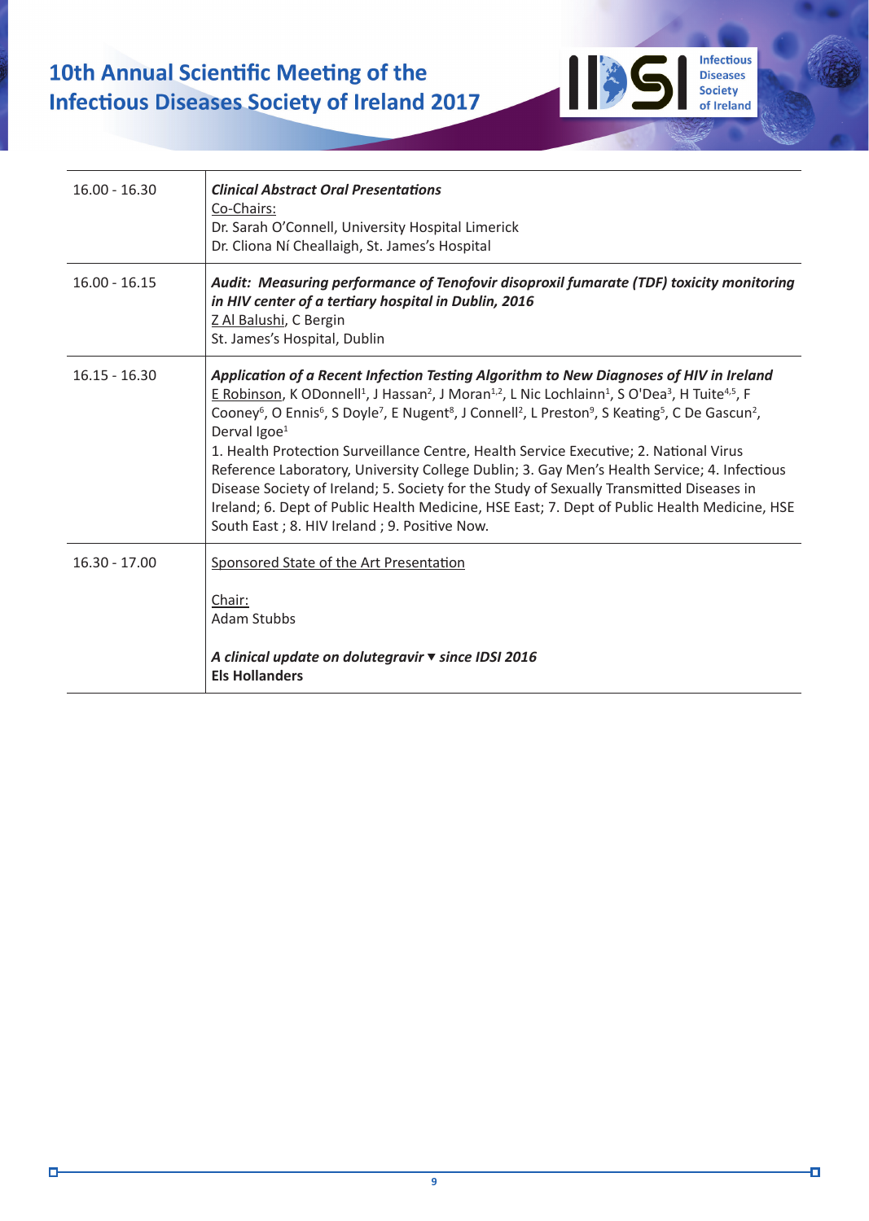| | |
|---|---|
| 16.00 - 16.30 | ***Clinical Abstract Oral Presentations*** <br> Co-Chairs: <br> Dr. Sarah O'Connell, University Hospital Limerick <br> Dr. Cliona Ní Cheallaigh, St. James's Hospital |
| 16.00 - 16.15 | ***Audit: Measuring performance of Tenofovir disoproxil fumarate (TDF) toxicity monitoring in HIV center of a tertiary hospital in Dublin, 2016*** <br> Z Al Balushi, C Bergin <br> St. James's Hospital, Dublin |
| 16.15 - 16.30 | ***Application of a Recent Infection Testing Algorithm to New Diagnoses of HIV in Ireland*** <br> E Robinson, K ODonnell[1], J Hassan[2], J Moran[1,2], L Nic Lochlainn[1], S O'Dea[3], H Tuite[4,5], F Cooney[6], O Ennis[6], S Doyle[7], E Nugent[8], J Connell[2], L Preston[9], S Keating[5], C De Gascun[2], Derval Igoe[1] <br> 1. Health Protection Surveillance Centre, Health Service Executive; 2. National Virus Reference Laboratory, University College Dublin; 3. Gay Men's Health Service; 4. Infectious Disease Society of Ireland; 5. Society for the Study of Sexually Transmitted Diseases in Ireland; 6. Dept of Public Health Medicine, HSE East; 7. Dept of Public Health Medicine, HSE South East ; 8. HIV Ireland ; 9. Positive Now. |
| 16.30 - 17.00 | Sponsored State of the Art Presentation <br><br> Chair: <br> Adam Stubbs <br><br> ***A clinical update on dolutegravir ▼ since IDSI 2016*** <br> **Els Hollanders** |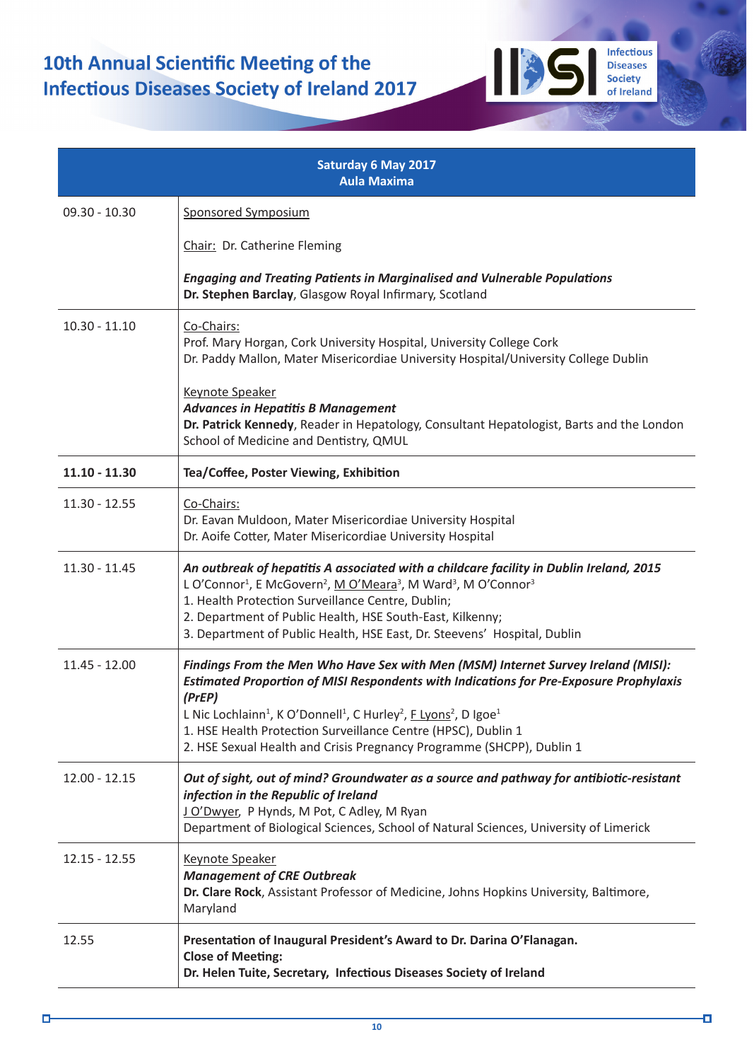# 10th Annual Scientific Meeting of the Infectious Diseases Society of Ireland 2017

| Saturday 6 May 2017<br>Aula Maxima | |
|---|---|
| 09.30 - 10.30 | Sponsored Symposium<br><br>Chair: Dr. Catherine Fleming<br><br>***Engaging and Treating Patients in Marginalised and Vulnerable Populations***<br>**Dr. Stephen Barclay**, Glasgow Royal Infirmary, Scotland |
| 10.30 - 11.10 | Co-Chairs:<br>Prof. Mary Horgan, Cork University Hospital, University College Cork<br>Dr. Paddy Mallon, Mater Misericordiae University Hospital/University College Dublin<br><br>Keynote Speaker<br>***Advances in Hepatitis B Management***<br>**Dr. Patrick Kennedy**, Reader in Hepatology, Consultant Hepatologist, Barts and the London School of Medicine and Dentistry, QMUL |
| **11.10 - 11.30** | **Tea/Coffee, Poster Viewing, Exhibition** |
| 11.30 - 12.55 | Co-Chairs:<br>Dr. Eavan Muldoon, Mater Misericordiae University Hospital<br>Dr. Aoife Cotter, Mater Misericordiae University Hospital |
| 11.30 - 11.45 | ***An outbreak of hepatitis A associated with a childcare facility in Dublin Ireland, 2015***<br>L O'Connor[1], E McGovern[2], M O'Meara[3], M Ward[3], M O'Connor[3]<br>1. Health Protection Surveillance Centre, Dublin;<br>2. Department of Public Health, HSE South-East, Kilkenny;<br>3. Department of Public Health, HSE East, Dr. Steevens' Hospital, Dublin |
| 11.45 - 12.00 | ***Findings From the Men Who Have Sex with Men (MSM) Internet Survey Ireland (MISI): Estimated Proportion of MISI Respondents with Indications for Pre-Exposure Prophylaxis (PrEP)***<br>L Nic Lochlainn[1], K O'Donnell[1], C Hurley[2], F Lyons[2], D Igoe[1]<br>1. HSE Health Protection Surveillance Centre (HPSC), Dublin 1<br>2. HSE Sexual Health and Crisis Pregnancy Programme (SHCPP), Dublin 1 |
| 12.00 - 12.15 | ***Out of sight, out of mind? Groundwater as a source and pathway for antibiotic-resistant infection in the Republic of Ireland***<br>J O'Dwyer, P Hynds, M Pot, C Adley, M Ryan<br>Department of Biological Sciences, School of Natural Sciences, University of Limerick |
| 12.15 - 12.55 | Keynote Speaker<br>***Management of CRE Outbreak***<br>**Dr. Clare Rock**, Assistant Professor of Medicine, Johns Hopkins University, Baltimore, Maryland |
| 12.55 | **Presentation of Inaugural President's Award to Dr. Darina O'Flanagan.**<br>**Close of Meeting:**<br>**Dr. Helen Tuite, Secretary, Infectious Diseases Society of Ireland** |